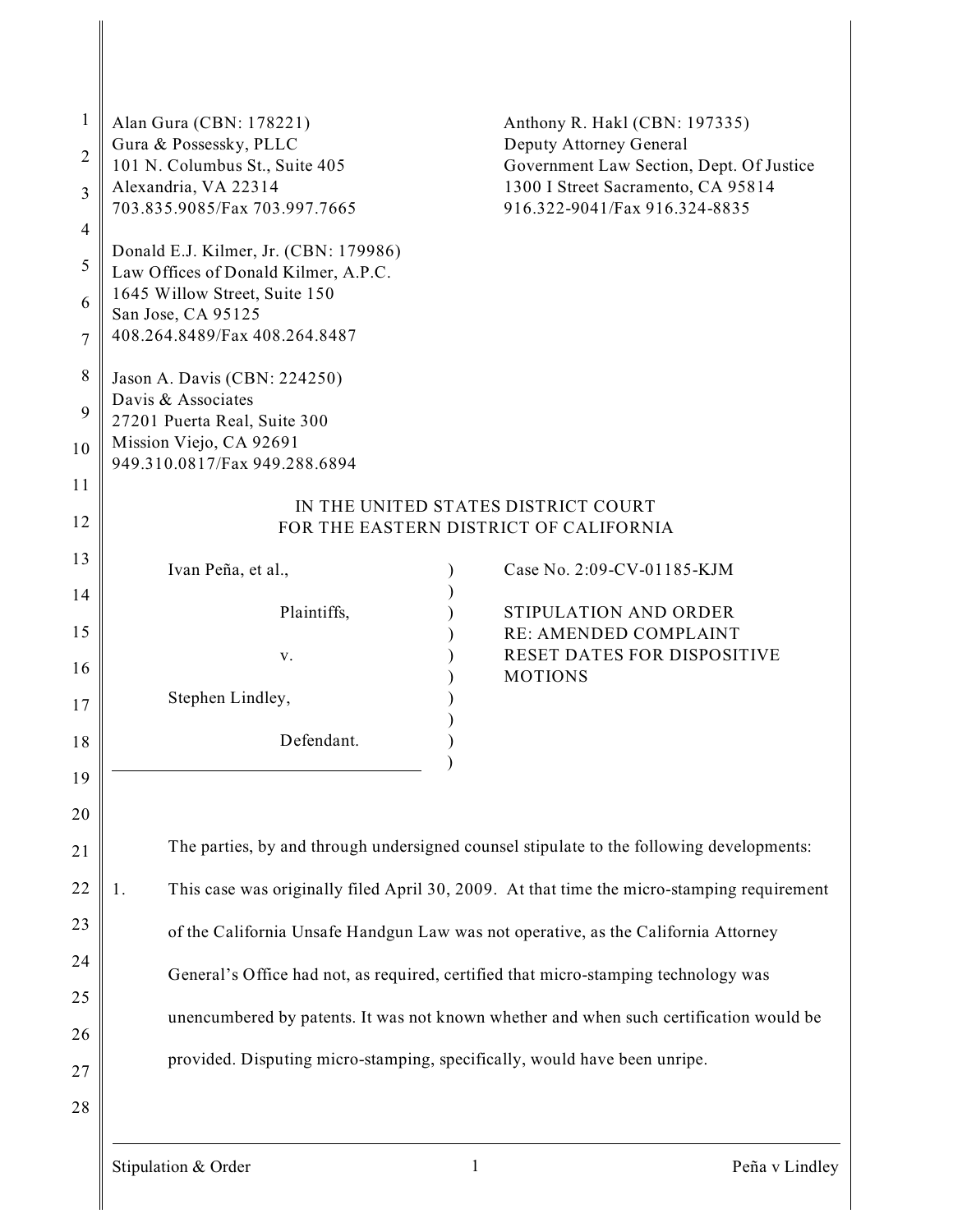Alan Gura (CBN: 178221)
Gura & Possessky, PLLC
101 N. Columbus St., Suite 405
Alexandria, VA 22314
703.835.9085/Fax 703.997.7665

Donald E.J. Kilmer, Jr. (CBN: 179986)
Law Offices of Donald Kilmer, A.P.C.
1645 Willow Street, Suite 150
San Jose, CA 95125
408.264.8489/Fax 408.264.8487

Jason A. Davis (CBN: 224250)
Davis & Associates
27201 Puerta Real, Suite 300
Mission Viejo, CA 92691
949.310.0817/Fax 949.288.6894

Anthony R. Hakl (CBN: 197335)
Deputy Attorney General
Government Law Section, Dept. Of Justice
1300 I Street Sacramento, CA 95814
916.322-9041/Fax 916.324-8835

IN THE UNITED STATES DISTRICT COURT
FOR THE EASTERN DISTRICT OF CALIFORNIA

Ivan Peña, et al.,

Plaintiffs,

v.

Stephen Lindley,

Defendant.

Case No. 2:09-CV-01185-KJM

STIPULATION AND ORDER
RE: AMENDED COMPLAINT
RESET DATES FOR DISPOSITIVE
MOTIONS

The parties, by and through undersigned counsel stipulate to the following developments:

1. This case was originally filed April 30, 2009. At that time the micro-stamping requirement of the California Unsafe Handgun Law was not operative, as the California Attorney General's Office had not, as required, certified that micro-stamping technology was unencumbered by patents. It was not known whether and when such certification would be provided. Disputing micro-stamping, specifically, would have been unripe.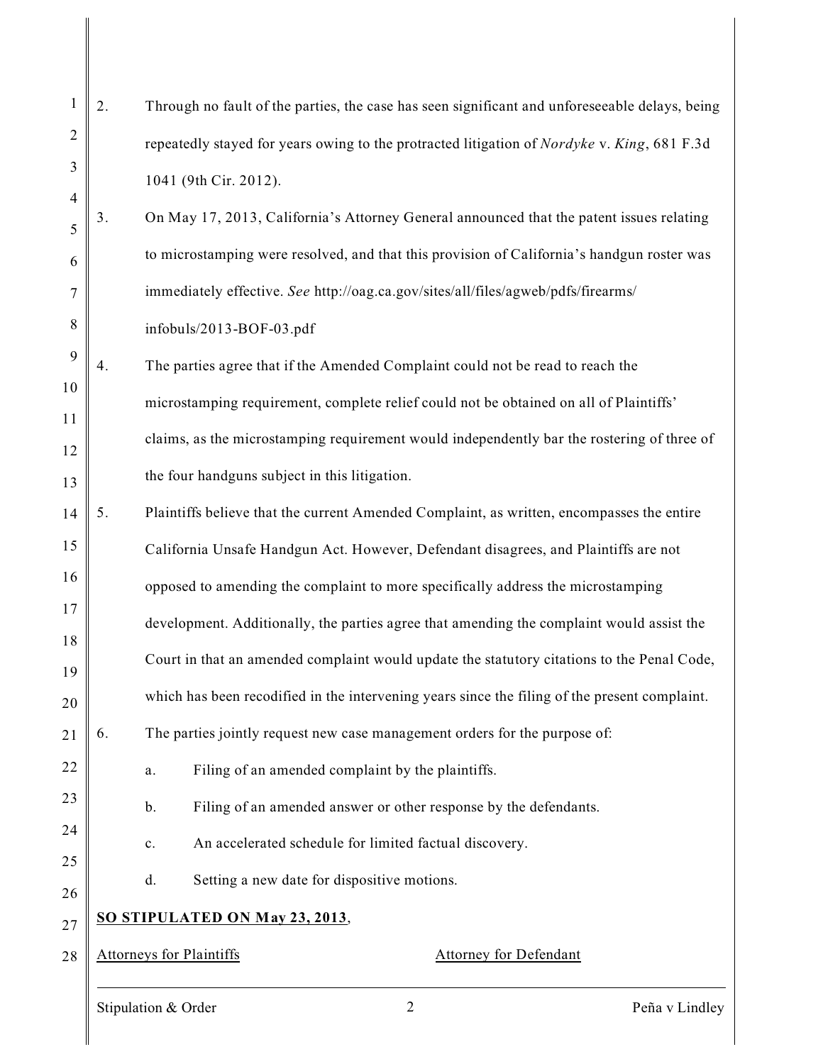2. Through no fault of the parties, the case has seen significant and unforeseeable delays, being repeatedly stayed for years owing to the protracted litigation of *Nordyke* v. *King*, 681 F.3d 1041 (9th Cir. 2012).

3. On May 17, 2013, California's Attorney General announced that the patent issues relating to microstamping were resolved, and that this provision of California's handgun roster was immediately effective. *See* http://oag.ca.gov/sites/all/files/agweb/pdfs/firearms/infobuls/2013-BOF-03.pdf

4. The parties agree that if the Amended Complaint could not be read to reach the microstamping requirement, complete relief could not be obtained on all of Plaintiffs' claims, as the microstamping requirement would independently bar the rostering of three of the four handguns subject in this litigation.

5. Plaintiffs believe that the current Amended Complaint, as written, encompasses the entire California Unsafe Handgun Act. However, Defendant disagrees, and Plaintiffs are not opposed to amending the complaint to more specifically address the microstamping development. Additionally, the parties agree that amending the complaint would assist the Court in that an amended complaint would update the statutory citations to the Penal Code, which has been recodified in the intervening years since the filing of the present complaint.

6. The parties jointly request new case management orders for the purpose of:

   a. Filing of an amended complaint by the plaintiffs.

   b. Filing of an amended answer or other response by the defendants.

   c. An accelerated schedule for limited factual discovery.

   d. Setting a new date for dispositive motions.

**SO STIPULATED ON May 23, 2013**,

Attorneys for Plaintiffs | Attorney for Defendant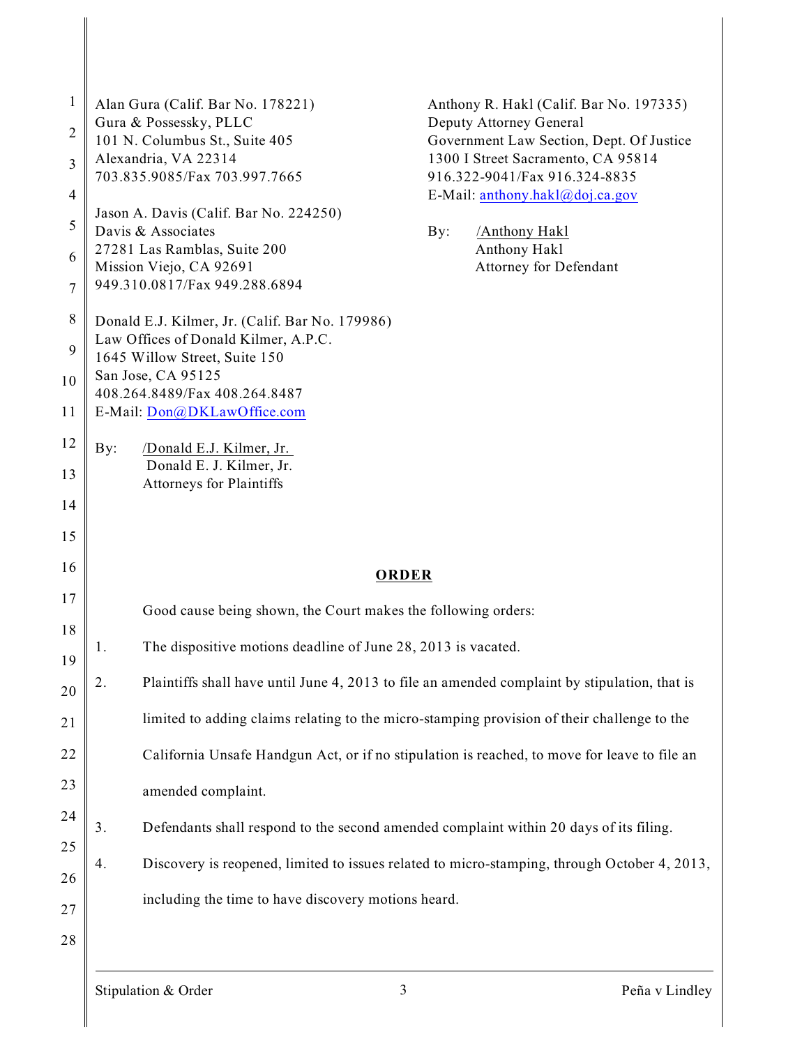Alan Gura (Calif. Bar No. 178221)
Gura & Possessky, PLLC
101 N. Columbus St., Suite 405
Alexandria, VA 22314
703.835.9085/Fax 703.997.7665

Jason A. Davis (Calif. Bar No. 224250)
Davis & Associates
27281 Las Ramblas, Suite 200
Mission Viejo, CA 92691
949.310.0817/Fax 949.288.6894

Donald E.J. Kilmer, Jr. (Calif. Bar No. 179986)
Law Offices of Donald Kilmer, A.P.C.
1645 Willow Street, Suite 150
San Jose, CA 95125
408.264.8489/Fax 408.264.8487
E-Mail: Don@DKLawOffice.com

By: /Donald E.J. Kilmer, Jr.
Donald E. J. Kilmer, Jr.
Attorneys for Plaintiffs

Anthony R. Hakl (Calif. Bar No. 197335)
Deputy Attorney General
Government Law Section, Dept. Of Justice
1300 I Street Sacramento, CA 95814
916.322-9041/Fax 916.324-8835
E-Mail: anthony.hakl@doj.ca.gov

By: /Anthony Hakl
Anthony Hakl
Attorney for Defendant

## ORDER

Good cause being shown, the Court makes the following orders:

1. The dispositive motions deadline of June 28, 2013 is vacated.

2. Plaintiffs shall have until June 4, 2013 to file an amended complaint by stipulation, that is limited to adding claims relating to the micro-stamping provision of their challenge to the California Unsafe Handgun Act, or if no stipulation is reached, to move for leave to file an amended complaint.

3. Defendants shall respond to the second amended complaint within 20 days of its filing.

4. Discovery is reopened, limited to issues related to micro-stamping, through October 4, 2013, including the time to have discovery motions heard.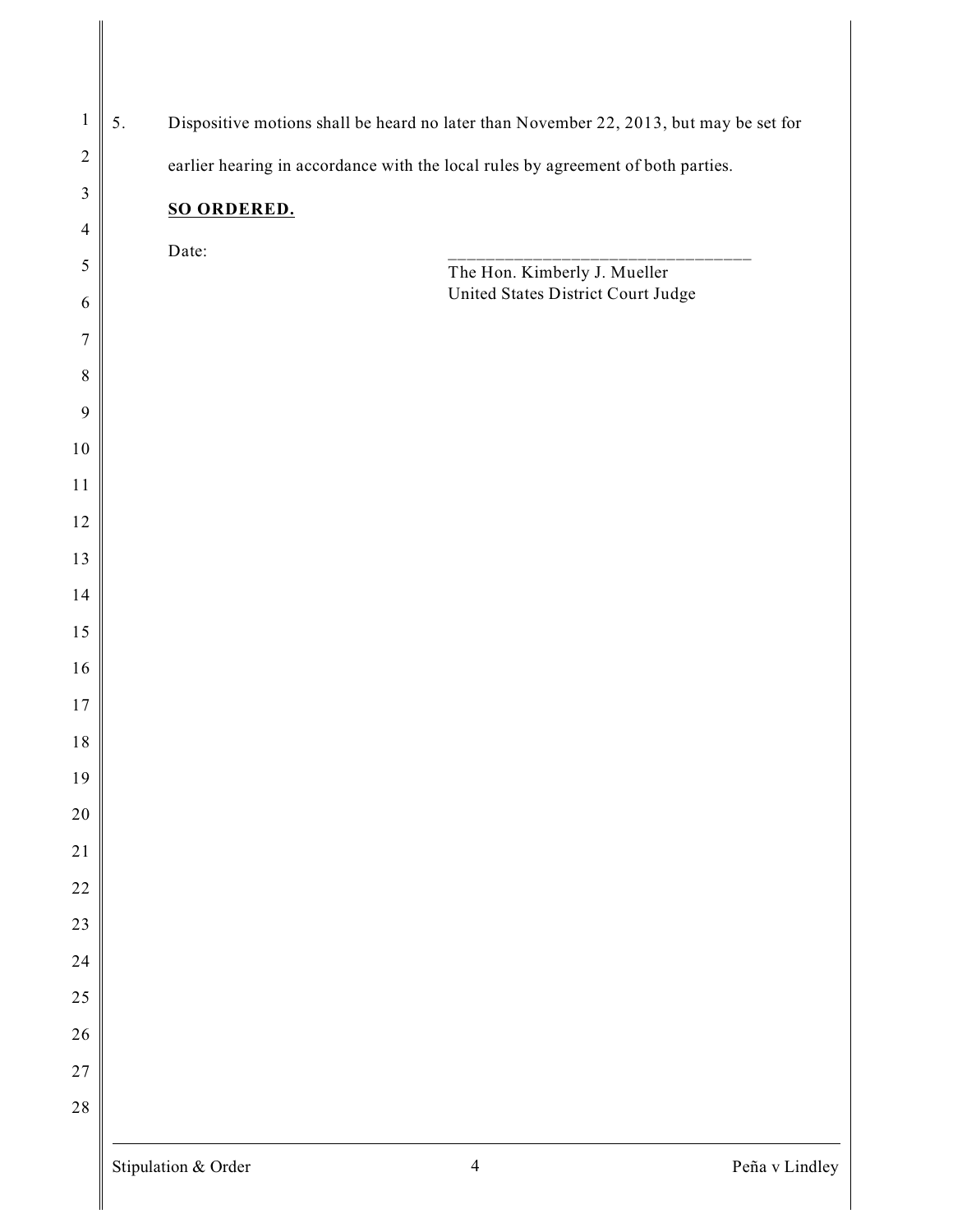5. Dispositive motions shall be heard no later than November 22, 2013, but may be set for earlier hearing in accordance with the local rules by agreement of both parties.

**SO ORDERED.**

Date:

________________________________
The Hon. Kimberly J. Mueller
United States District Court Judge